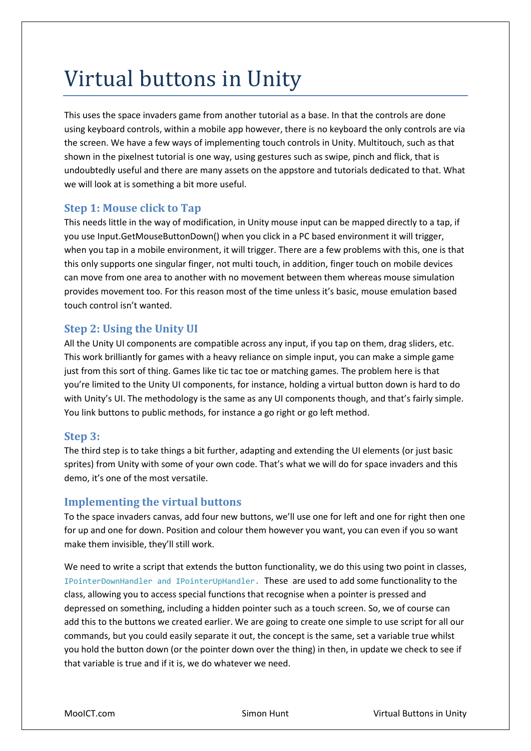# Virtual buttons in Unity

This uses the space invaders game from another tutorial as a base. In that the controls are done using keyboard controls, within a mobile app however, there is no keyboard the only controls are via the screen. We have a few ways of implementing touch controls in Unity. Multitouch, such as that shown in the pixelnest tutorial is one way, using gestures such as swipe, pinch and flick, that is undoubtedly useful and there are many assets on the appstore and tutorials dedicated to that. What we will look at is something a bit more useful.

## Step 1: Mouse click to Tap

This needs little in the way of modification, in Unity mouse input can be mapped directly to a tap, if you use Input.GetMouseButtonDown() when you click in a PC based environment it will trigger, when you tap in a mobile environment, it will trigger. There are a few problems with this, one is that this only supports one singular finger, not multi touch, in addition, finger touch on mobile devices can move from one area to another with no movement between them whereas mouse simulation provides movement too. For this reason most of the time unless it's basic, mouse emulation based touch control isn't wanted.

## Step 2: Using the Unity UI

All the Unity UI components are compatible across any input, if you tap on them, drag sliders, etc. This work brilliantly for games with a heavy reliance on simple input, you can make a simple game just from this sort of thing. Games like tic tac toe or matching games. The problem here is that you're limited to the Unity UI components, for instance, holding a virtual button down is hard to do with Unity's UI. The methodology is the same as any UI components though, and that's fairly simple. You link buttons to public methods, for instance a go right or go left method.

## Step 3:

The third step is to take things a bit further, adapting and extending the UI elements (or just basic sprites) from Unity with some of your own code. That's what we will do for space invaders and this demo, it's one of the most versatile.

## Implementing the virtual buttons

To the space invaders canvas, add four new buttons, we'll use one for left and one for right then one for up and one for down. Position and colour them however you want, you can even if you so want make them invisible, they'll still work.

We need to write a script that extends the button functionality, we do this using two point in classes, `IPointerDownHandler and IPointerUpHandler.` These are used to add some functionality to the class, allowing you to access special functions that recognise when a pointer is pressed and depressed on something, including a hidden pointer such as a touch screen. So, we of course can add this to the buttons we created earlier. We are going to create one simple to use script for all our commands, but you could easily separate it out, the concept is the same, set a variable true whilst you hold the button down (or the pointer down over the thing) in then, in update we check to see if that variable is true and if it is, we do whatever we need.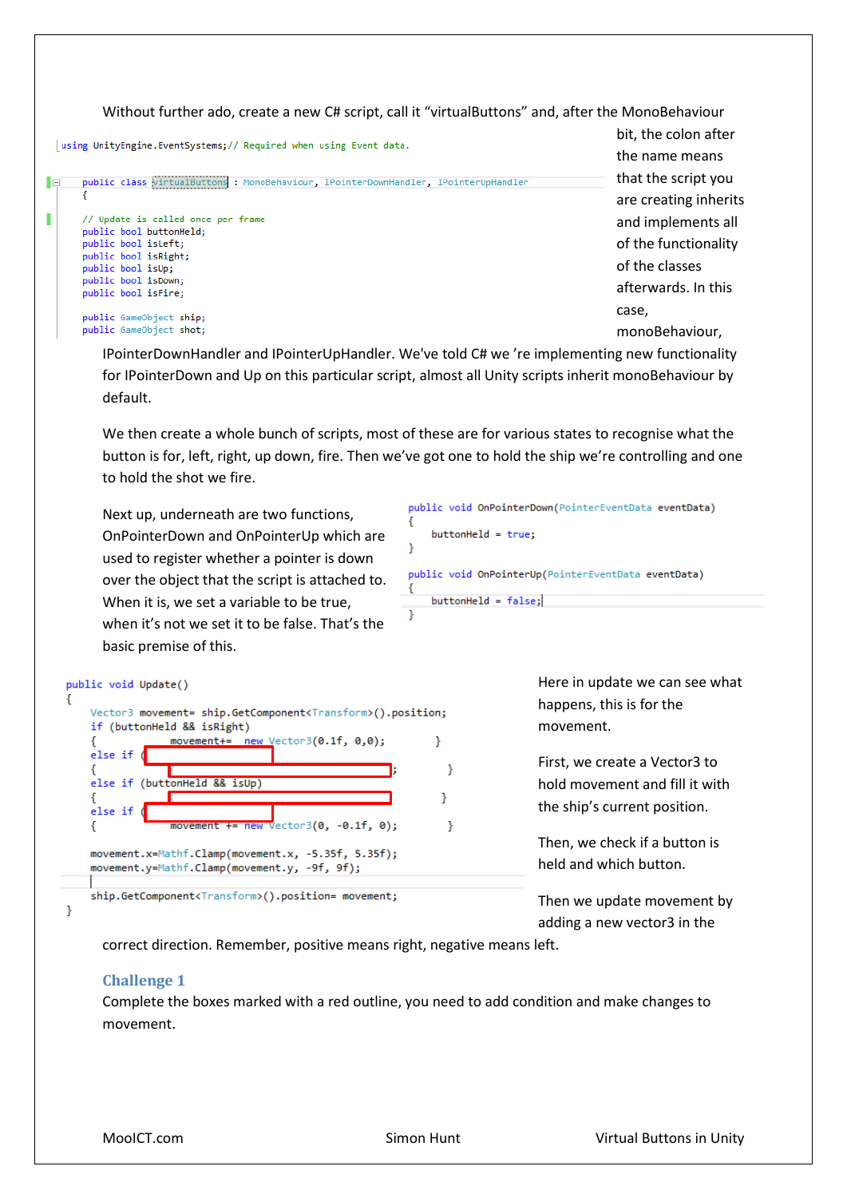Without further ado, create a new C# script, call it "virtualButtons" and, after the MonoBehaviour bit, the colon after the name means that the script you are creating inherits and implements all of the functionality of the classes afterwards. In this case, monoBehaviour, IPointerDownHandler and IPointerUpHandler. We've told C# we 're implementing new functionality for IPointerDown and Up on this particular script, almost all Unity scripts inherit monoBehaviour by default.

```
using UnityEngine.EventSystems;// Required when using Event data.

public class virtualButtons : MonoBehaviour, IPointerDownHandler, IPointerUpHandler
{

    // Update is called once per frame
    public bool buttonHeld;
    public bool isLeft;
    public bool isRight;
    public bool isUp;
    public bool isDown;
    public bool isFire;

    public GameObject ship;
    public GameObject shot;
```

We then create a whole bunch of scripts, most of these are for various states to recognise what the button is for, left, right, up down, fire. Then we've got one to hold the ship we're controlling and one to hold the shot we fire.

Next up, underneath are two functions, OnPointerDown and OnPointerUp which are used to register whether a pointer is down over the object that the script is attached to. When it is, we set a variable to be true, when it's not we set it to be false. That's the basic premise of this.

```
public void OnPointerDown(PointerEventData eventData)
{
    buttonHeld = true;
}

public void OnPointerUp(PointerEventData eventData)
{
    buttonHeld = false;
}
```

```
public void Update()
{
    Vector3 movement= ship.GetComponent<Transform>().position;
    if (buttonHeld && isRight)
    {           movement+=  new Vector3(0.1f, 0,0);        }
    else if (                    )
    {                                              ;        }
    else if (buttonHeld && isUp)
    {                                                      }
    else if (                    )
    {           movement += new Vector3(0, -0.1f, 0);       }

    movement.x=Mathf.Clamp(movement.x, -5.35f, 5.35f);
    movement.y=Mathf.Clamp(movement.y, -9f, 9f);

    ship.GetComponent<Transform>().position= movement;
}
```

Here in update we can see what happens, this is for the movement.

First, we create a Vector3 to hold movement and fill it with the ship's current position.

Then, we check if a button is held and which button.

Then we update movement by adding a new vector3 in the correct direction. Remember, positive means right, negative means left.

## Challenge 1

Complete the boxes marked with a red outline, you need to add condition and make changes to movement.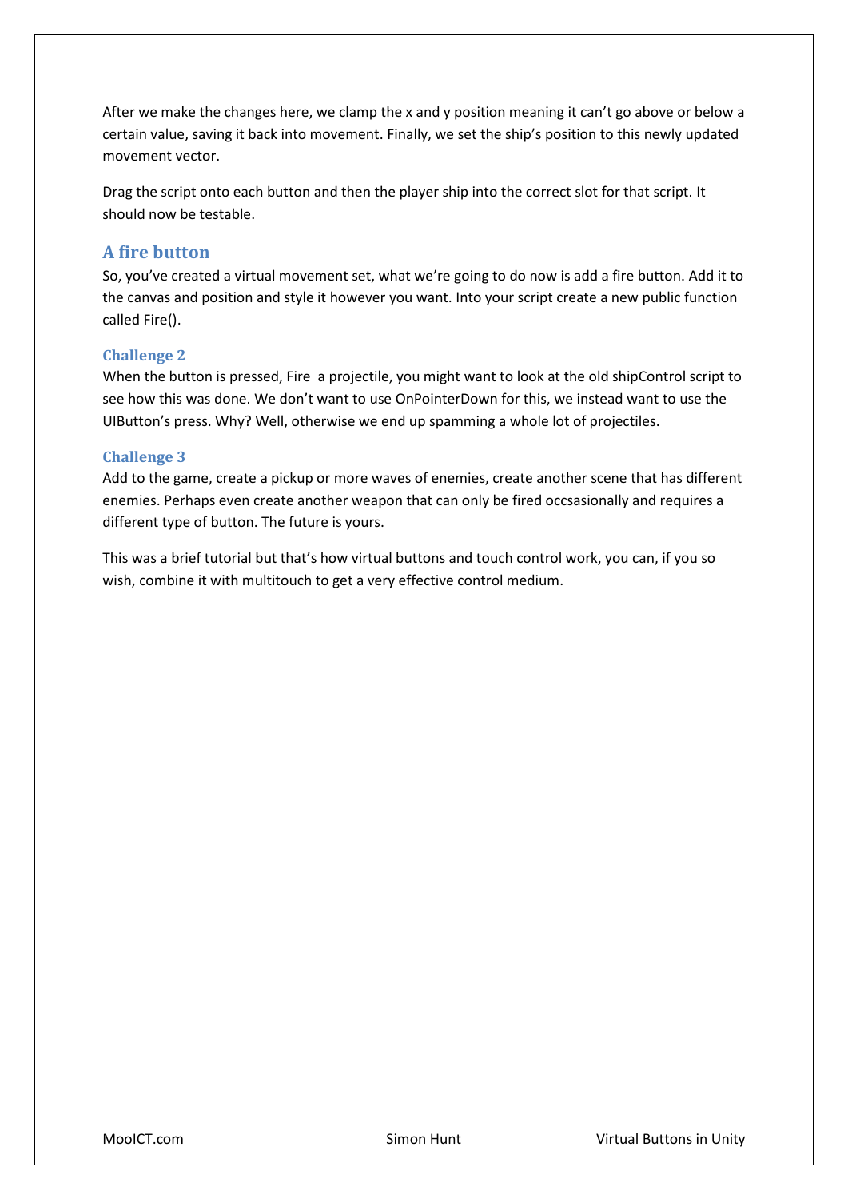After we make the changes here, we clamp the x and y position meaning it can't go above or below a certain value, saving it back into movement. Finally, we set the ship's position to this newly updated movement vector.

Drag the script onto each button and then the player ship into the correct slot for that script. It should now be testable.

## A fire button

So, you've created a virtual movement set, what we're going to do now is add a fire button. Add it to the canvas and position and style it however you want. Into your script create a new public function called Fire().

### Challenge 2

When the button is pressed, Fire  a projectile, you might want to look at the old shipControl script to see how this was done. We don't want to use OnPointerDown for this, we instead want to use the UIButton's press. Why? Well, otherwise we end up spamming a whole lot of projectiles.

### Challenge 3

Add to the game, create a pickup or more waves of enemies, create another scene that has different enemies. Perhaps even create another weapon that can only be fired occsasionally and requires a different type of button. The future is yours.

This was a brief tutorial but that's how virtual buttons and touch control work, you can, if you so wish, combine it with multitouch to get a very effective control medium.